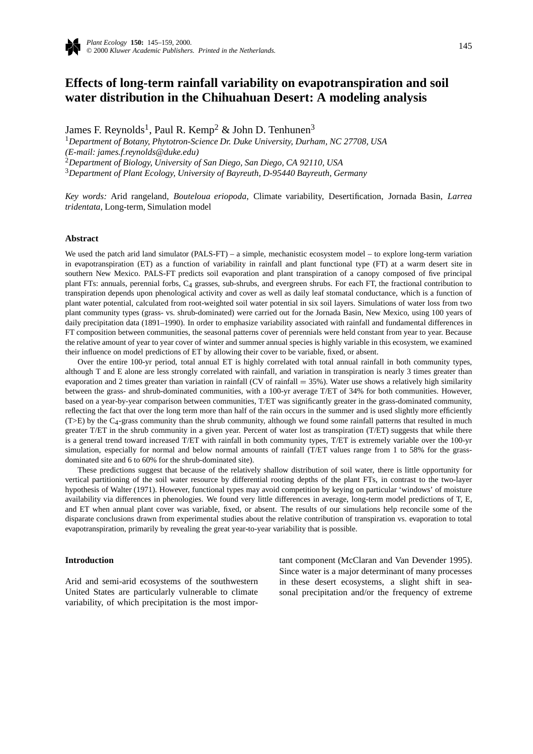# Effects of long-term rainfall variability on evapotranspiration and soil water distribution in the Chihuahuan Desert: A modeling analysis

James F. Reynolds[1], Paul R. Kemp[2] & John D. Tenhunen[3]

[1]*Department of Botany, Phytotron-Science Dr. Duke University, Durham, NC 27708, USA (E-mail: james.f.reynolds@duke.edu)*
[2]*Department of Biology, University of San Diego, San Diego, CA 92110, USA*
[3]*Department of Plant Ecology, University of Bayreuth, D-95440 Bayreuth, Germany*

*Key words:* Arid rangeland, *Bouteloua eriopoda*, Climate variability, Desertification, Jornada Basin, *Larrea tridentata*, Long-term, Simulation model

## Abstract

We used the patch arid land simulator (PALS-FT) – a simple, mechanistic ecosystem model – to explore long-term variation in evapotranspiration (ET) as a function of variability in rainfall and plant functional type (FT) at a warm desert site in southern New Mexico. PALS-FT predicts soil evaporation and plant transpiration of a canopy composed of five principal plant FTs: annuals, perennial forbs, $C_4$ grasses, sub-shrubs, and evergreen shrubs. For each FT, the fractional contribution to transpiration depends upon phenological activity and cover as well as daily leaf stomatal conductance, which is a function of plant water potential, calculated from root-weighted soil water potential in six soil layers. Simulations of water loss from two plant community types (grass- vs. shrub-dominated) were carried out for the Jornada Basin, New Mexico, using 100 years of daily precipitation data (1891–1990). In order to emphasize variability associated with rainfall and fundamental differences in FT composition between communities, the seasonal patterns cover of perennials were held constant from year to year. Because the relative amount of year to year cover of winter and summer annual species is highly variable in this ecosystem, we examined their influence on model predictions of ET by allowing their cover to be variable, fixed, or absent.

Over the entire 100-yr period, total annual ET is highly correlated with total annual rainfall in both community types, although T and E alone are less strongly correlated with rainfall, and variation in transpiration is nearly 3 times greater than evaporation and 2 times greater than variation in rainfall (CV of rainfall = 35%). Water use shows a relatively high similarity between the grass- and shrub-dominated communities, with a 100-yr average T/ET of 34% for both communities. However, based on a year-by-year comparison between communities, T/ET was significantly greater in the grass-dominated community, reflecting the fact that over the long term more than half of the rain occurs in the summer and is used slightly more efficiently (T>E) by the $C_4$-grass community than the shrub community, although we found some rainfall patterns that resulted in much greater T/ET in the shrub community in a given year. Percent of water lost as transpiration (T/ET) suggests that while there is a general trend toward increased T/ET with rainfall in both community types, T/ET is extremely variable over the 100-yr simulation, especially for normal and below normal amounts of rainfall (T/ET values range from 1 to 58% for the grass-dominated site and 6 to 60% for the shrub-dominated site).

These predictions suggest that because of the relatively shallow distribution of soil water, there is little opportunity for vertical partitioning of the soil water resource by differential rooting depths of the plant FTs, in contrast to the two-layer hypothesis of Walter (1971). However, functional types may avoid competition by keying on particular 'windows' of moisture availability via differences in phenologies. We found very little differences in average, long-term model predictions of T, E, and ET when annual plant cover was variable, fixed, or absent. The results of our simulations help reconcile some of the disparate conclusions drawn from experimental studies about the relative contribution of transpiration vs. evaporation to total evapotranspiration, primarily by revealing the great year-to-year variability that is possible.

## Introduction

Arid and semi-arid ecosystems of the southwestern United States are particularly vulnerable to climate variability, of which precipitation is the most important component (McClaran and Van Devender 1995). Since water is a major determinant of many processes in these desert ecosystems, a slight shift in seasonal precipitation and/or the frequency of extreme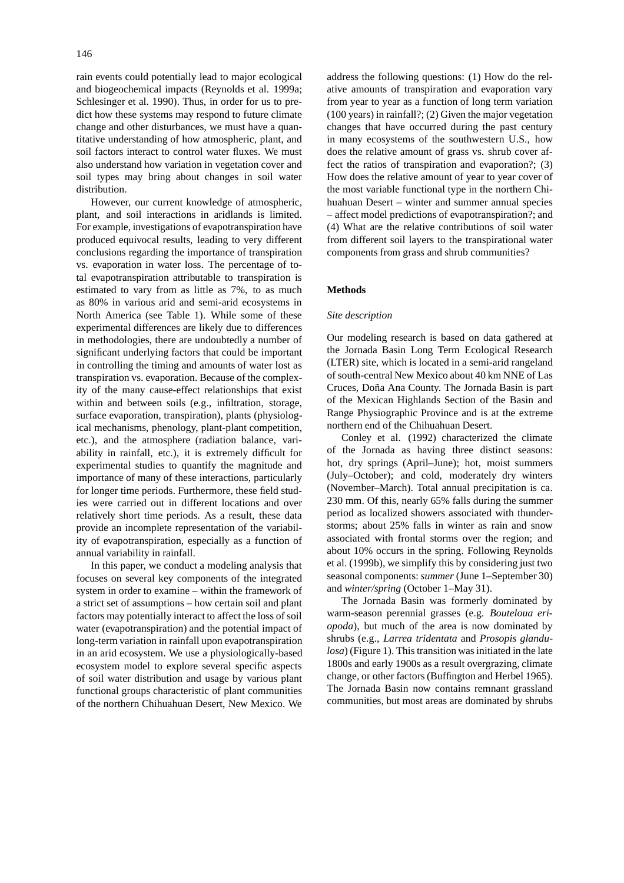rain events could potentially lead to major ecological and biogeochemical impacts (Reynolds et al. 1999a; Schlesinger et al. 1990). Thus, in order for us to predict how these systems may respond to future climate change and other disturbances, we must have a quantitative understanding of how atmospheric, plant, and soil factors interact to control water fluxes. We must also understand how variation in vegetation cover and soil types may bring about changes in soil water distribution.

However, our current knowledge of atmospheric, plant, and soil interactions in aridlands is limited. For example, investigations of evapotranspiration have produced equivocal results, leading to very different conclusions regarding the importance of transpiration vs. evaporation in water loss. The percentage of total evapotranspiration attributable to transpiration is estimated to vary from as little as 7%, to as much as 80% in various arid and semi-arid ecosystems in North America (see Table 1). While some of these experimental differences are likely due to differences in methodologies, there are undoubtedly a number of significant underlying factors that could be important in controlling the timing and amounts of water lost as transpiration vs. evaporation. Because of the complexity of the many cause-effect relationships that exist within and between soils (e.g., infiltration, storage, surface evaporation, transpiration), plants (physiological mechanisms, phenology, plant-plant competition, etc.), and the atmosphere (radiation balance, variability in rainfall, etc.), it is extremely difficult for experimental studies to quantify the magnitude and importance of many of these interactions, particularly for longer time periods. Furthermore, these field studies were carried out in different locations and over relatively short time periods. As a result, these data provide an incomplete representation of the variability of evapotranspiration, especially as a function of annual variability in rainfall.

In this paper, we conduct a modeling analysis that focuses on several key components of the integrated system in order to examine – within the framework of a strict set of assumptions – how certain soil and plant factors may potentially interact to affect the loss of soil water (evapotranspiration) and the potential impact of long-term variation in rainfall upon evapotranspiration in an arid ecosystem. We use a physiologically-based ecosystem model to explore several specific aspects of soil water distribution and usage by various plant functional groups characteristic of plant communities of the northern Chihuahuan Desert, New Mexico. We address the following questions: (1) How do the relative amounts of transpiration and evaporation vary from year to year as a function of long term variation (100 years) in rainfall?; (2) Given the major vegetation changes that have occurred during the past century in many ecosystems of the southwestern U.S., how does the relative amount of grass vs. shrub cover affect the ratios of transpiration and evaporation?; (3) How does the relative amount of year to year cover of the most variable functional type in the northern Chihuahuan Desert – winter and summer annual species – affect model predictions of evapotranspiration?; and (4) What are the relative contributions of soil water from different soil layers to the transpirational water components from grass and shrub communities?

## Methods

### *Site description*

Our modeling research is based on data gathered at the Jornada Basin Long Term Ecological Research (LTER) site, which is located in a semi-arid rangeland of south-central New Mexico about 40 km NNE of Las Cruces, Doña Ana County. The Jornada Basin is part of the Mexican Highlands Section of the Basin and Range Physiographic Province and is at the extreme northern end of the Chihuahuan Desert.

Conley et al. (1992) characterized the climate of the Jornada as having three distinct seasons: hot, dry springs (April–June); hot, moist summers (July–October); and cold, moderately dry winters (November–March). Total annual precipitation is ca. 230 mm. Of this, nearly 65% falls during the summer period as localized showers associated with thunderstorms; about 25% falls in winter as rain and snow associated with frontal storms over the region; and about 10% occurs in the spring. Following Reynolds et al. (1999b), we simplify this by considering just two seasonal components: *summer* (June 1–September 30) and *winter/spring* (October 1–May 31).

The Jornada Basin was formerly dominated by warm-season perennial grasses (e.g. *Bouteloua eriopoda*), but much of the area is now dominated by shrubs (e.g., *Larrea tridentata* and *Prosopis glandulosa*) (Figure 1). This transition was initiated in the late 1800s and early 1900s as a result overgrazing, climate change, or other factors (Buffington and Herbel 1965). The Jornada Basin now contains remnant grassland communities, but most areas are dominated by shrubs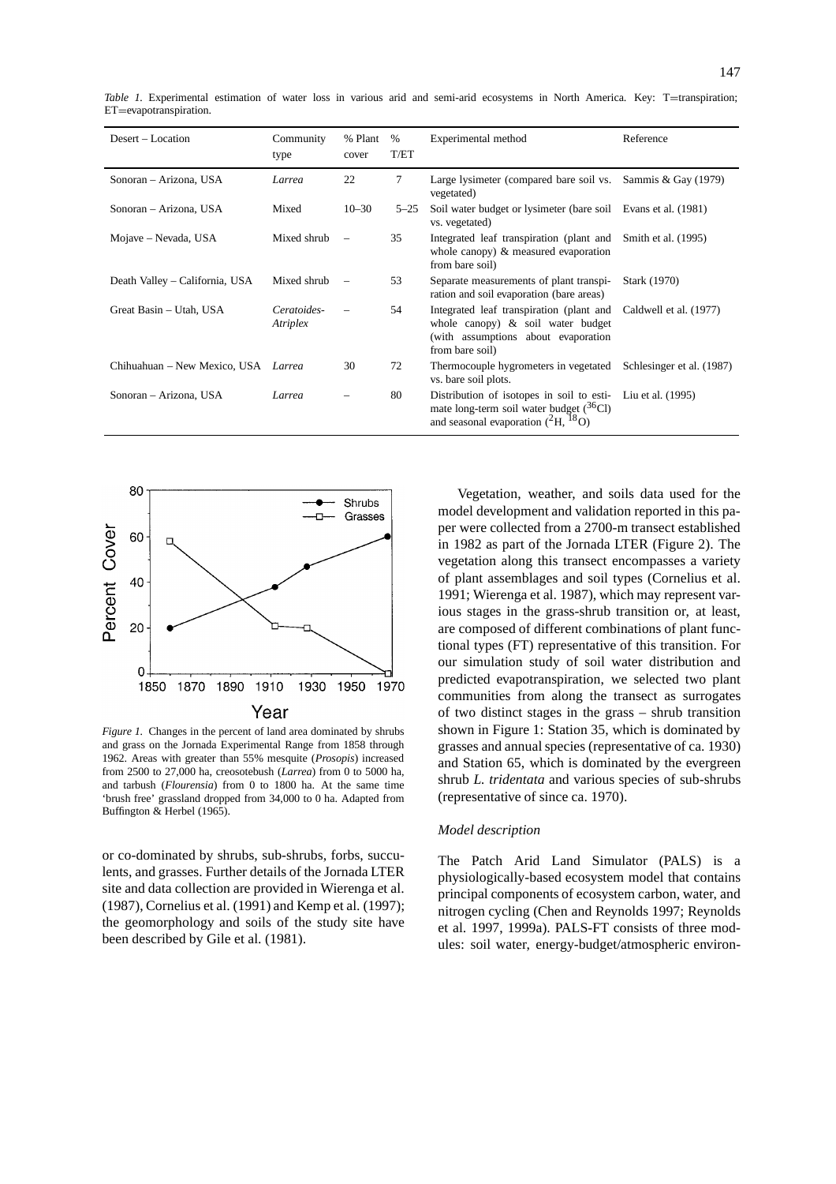*Table 1.* Experimental estimation of water loss in various arid and semi-arid ecosystems in North America. Key: T=transpiration; ET=evapotranspiration.

| Desert – Location | Community type | % Plant cover | % T/ET | Experimental method | Reference |
|---|---|---|---|---|---|
| Sonoran – Arizona, USA | *Larrea* | 22 | 7 | Large lysimeter (compared bare soil vs. vegetated) | Sammis & Gay (1979) |
| Sonoran – Arizona, USA | Mixed | 10–30 | 5–25 | Soil water budget or lysimeter (bare soil vs. vegetated) | Evans et al. (1981) |
| Mojave – Nevada, USA | Mixed shrub | – | 35 | Integrated leaf transpiration (plant and whole canopy) & measured evaporation from bare soil) | Smith et al. (1995) |
| Death Valley – California, USA | Mixed shrub | – | 53 | Separate measurements of plant transpiration and soil evaporation (bare areas) | Stark (1970) |
| Great Basin – Utah, USA | *Ceratoides-Atriplex* | – | 54 | Integrated leaf transpiration (plant and whole canopy) & soil water budget (with assumptions about evaporation from bare soil) | Caldwell et al. (1977) |
| Chihuahuan – New Mexico, USA | *Larrea* | 30 | 72 | Thermocouple hygrometers in vegetated vs. bare soil plots. | Schlesinger et al. (1987) |
| Sonoran – Arizona, USA | *Larrea* | – | 80 | Distribution of isotopes in soil to estimate long-term soil water budget ($^{36}$Cl) and seasonal evaporation ($^{2}$H, $^{18}$O) | Liu et al. (1995) |

*Figure 1.* Changes in the percent of land area dominated by shrubs and grass on the Jornada Experimental Range from 1858 through 1962. Areas with greater than 55% mesquite (*Prosopis*) increased from 2500 to 27,000 ha, creosotebush (*Larrea*) from 0 to 5000 ha, and tarbush (*Flourensia*) from 0 to 1800 ha. At the same time 'brush free' grassland dropped from 34,000 to 0 ha. Adapted from Buffington & Herbel (1965).

or co-dominated by shrubs, sub-shrubs, forbs, succulents, and grasses. Further details of the Jornada LTER site and data collection are provided in Wierenga et al. (1987), Cornelius et al. (1991) and Kemp et al. (1997); the geomorphology and soils of the study site have been described by Gile et al. (1981).

Vegetation, weather, and soils data used for the model development and validation reported in this paper were collected from a 2700-m transect established in 1982 as part of the Jornada LTER (Figure 2). The vegetation along this transect encompasses a variety of plant assemblages and soil types (Cornelius et al. 1991; Wierenga et al. 1987), which may represent various stages in the grass-shrub transition or, at least, are composed of different combinations of plant functional types (FT) representative of this transition. For our simulation study of soil water distribution and predicted evapotranspiration, we selected two plant communities from along the transect as surrogates of two distinct stages in the grass – shrub transition shown in Figure 1: Station 35, which is dominated by grasses and annual species (representative of ca. 1930) and Station 65, which is dominated by the evergreen shrub *L. tridentata* and various species of sub-shrubs (representative of since ca. 1970).

### *Model description*

The Patch Arid Land Simulator (PALS) is a physiologically-based ecosystem model that contains principal components of ecosystem carbon, water, and nitrogen cycling (Chen and Reynolds 1997; Reynolds et al. 1997, 1999a). PALS-FT consists of three modules: soil water, energy-budget/atmospheric environ-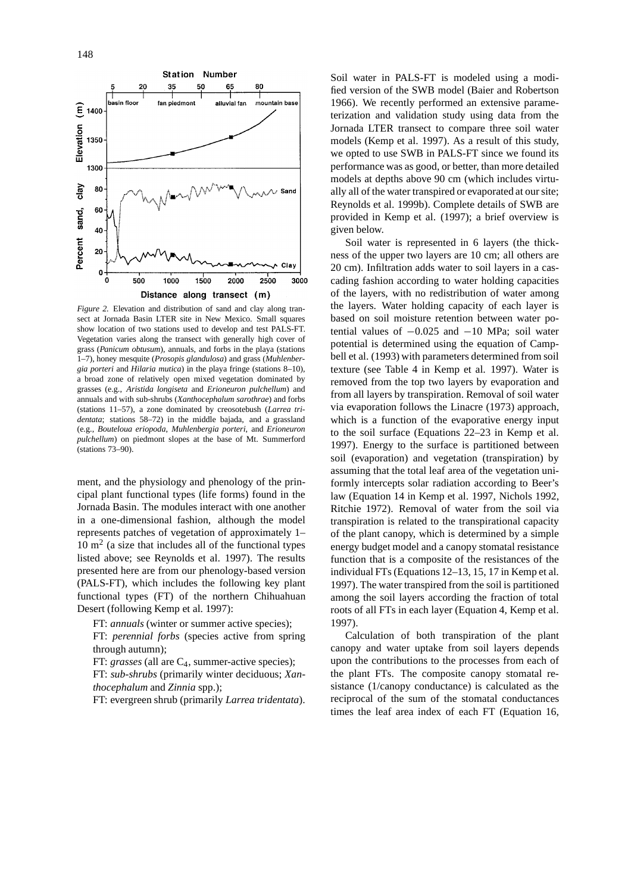*Figure 2.* Elevation and distribution of sand and clay along transect at Jornada Basin LTER site in New Mexico. Small squares show location of two stations used to develop and test PALS-FT. Vegetation varies along the transect with generally high cover of grass (*Panicum obtusum*), annuals, and forbs in the playa (stations 1–7), honey mesquite (*Prosopis glandulosa*) and grass (*Muhlenbergia porteri* and *Hilaria mutica*) in the playa fringe (stations 8–10), a broad zone of relatively open mixed vegetation dominated by grasses (e.g., *Aristida longiseta* and *Erioneuron pulchellum*) and annuals and with sub-shrubs (*Xanthocephalum sarothrae*) and forbs (stations 11–57), a zone dominated by creosotebush (*Larrea tridentata*; stations 58–72) in the middle bajada, and a grassland (e.g., *Bouteloua eriopoda*, *Muhlenbergia porteri*, and *Erioneuron pulchellum*) on piedmont slopes at the base of Mt. Summerford (stations 73–90).

ment, and the physiology and phenology of the principal plant functional types (life forms) found in the Jornada Basin. The modules interact with one another in a one-dimensional fashion, although the model represents patches of vegetation of approximately 1–10 $m^2$ (a size that includes all of the functional types listed above; see Reynolds et al. 1997). The results presented here are from our phenology-based version (PALS-FT), which includes the following key plant functional types (FT) of the northern Chihuahuan Desert (following Kemp et al. 1997):

FT: *annuals* (winter or summer active species);
FT: *perennial forbs* (species active from spring through autumn);
FT: *grasses* (all are $C_4$, summer-active species);
FT: *sub-shrubs* (primarily winter deciduous; *Xanthocephalum* and *Zinnia* spp.);
FT: evergreen shrub (primarily *Larrea tridentata*).

Soil water in PALS-FT is modeled using a modified version of the SWB model (Baier and Robertson 1966). We recently performed an extensive parameterization and validation study using data from the Jornada LTER transect to compare three soil water models (Kemp et al. 1997). As a result of this study, we opted to use SWB in PALS-FT since we found its performance was as good, or better, than more detailed models at depths above 90 cm (which includes virtually all of the water transpired or evaporated at our site; Reynolds et al. 1999b). Complete details of SWB are provided in Kemp et al. (1997); a brief overview is given below.

Soil water is represented in 6 layers (the thickness of the upper two layers are 10 cm; all others are 20 cm). Infiltration adds water to soil layers in a cascading fashion according to water holding capacities of the layers, with no redistribution of water among the layers. Water holding capacity of each layer is based on soil moisture retention between water potential values of $-0.025$ and $-10$ MPa; soil water potential is determined using the equation of Campbell et al. (1993) with parameters determined from soil texture (see Table 4 in Kemp et al. 1997). Water is removed from the top two layers by evaporation and from all layers by transpiration. Removal of soil water via evaporation follows the Linacre (1973) approach, which is a function of the evaporative energy input to the soil surface (Equations 22–23 in Kemp et al. 1997). Energy to the surface is partitioned between soil (evaporation) and vegetation (transpiration) by assuming that the total leaf area of the vegetation uniformly intercepts solar radiation according to Beer's law (Equation 14 in Kemp et al. 1997, Nichols 1992, Ritchie 1972). Removal of water from the soil via transpiration is related to the transpirational capacity of the plant canopy, which is determined by a simple energy budget model and a canopy stomatal resistance function that is a composite of the resistances of the individual FTs (Equations 12–13, 15, 17 in Kemp et al. 1997). The water transpired from the soil is partitioned among the soil layers according the fraction of total roots of all FTs in each layer (Equation 4, Kemp et al. 1997).

Calculation of both transpiration of the plant canopy and water uptake from soil layers depends upon the contributions to the processes from each of the plant FTs. The composite canopy stomatal resistance (1/canopy conductance) is calculated as the reciprocal of the sum of the stomatal conductances times the leaf area index of each FT (Equation 16,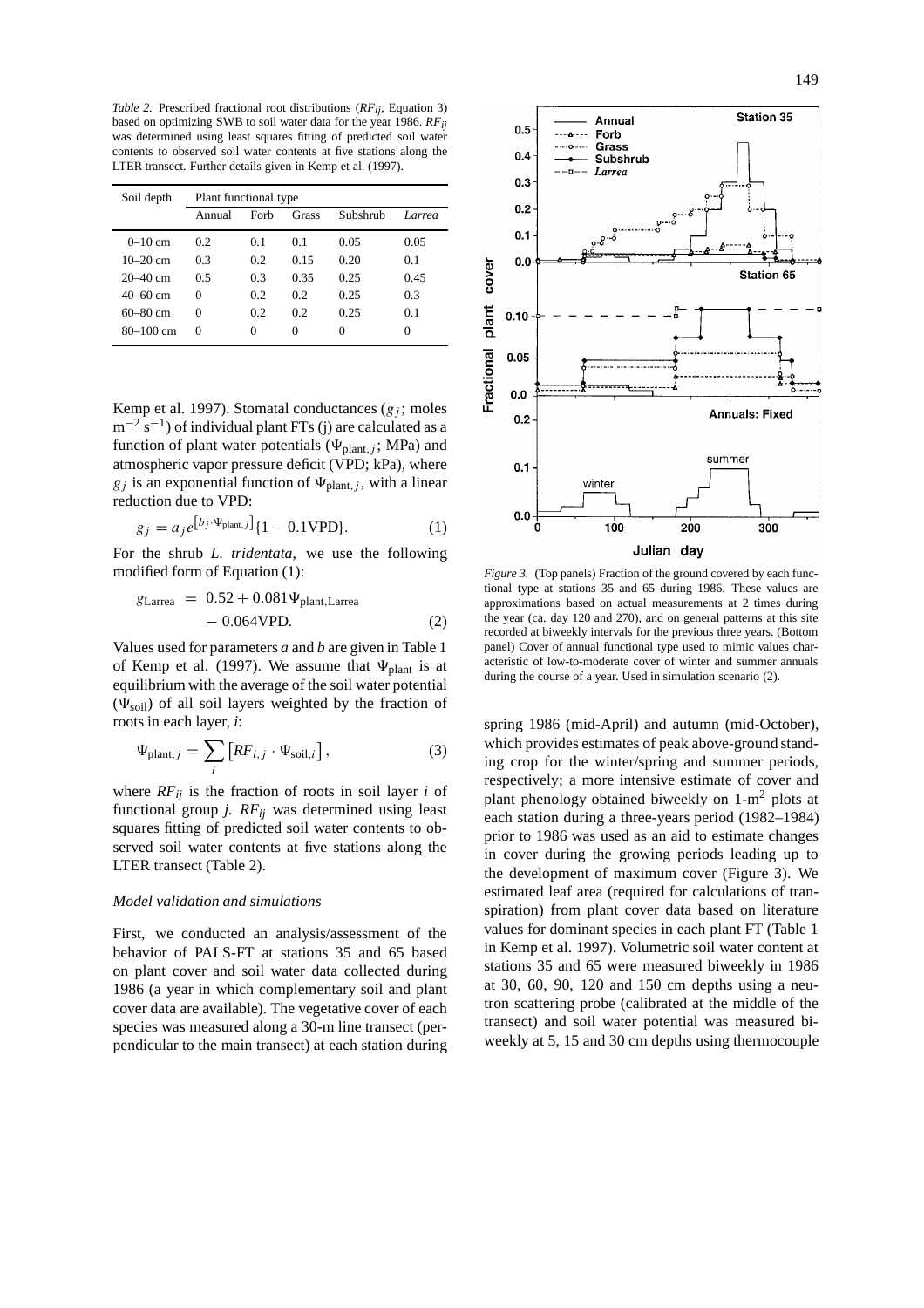*Table 2.* Prescribed fractional root distributions ($RF_{ij}$, Equation 3) based on optimizing SWB to soil water data for the year 1986. $RF_{ij}$ was determined using least squares fitting of predicted soil water contents to observed soil water contents at five stations along the LTER transect. Further details given in Kemp et al. (1997).

| Soil depth | Plant functional type | | | | |
|---|---|---|---|---|---|
| | Annual | Forb | Grass | Subshrub | *Larrea* |
| 0–10 cm | 0.2 | 0.1 | 0.1 | 0.05 | 0.05 |
| 10–20 cm | 0.3 | 0.2 | 0.15 | 0.20 | 0.1 |
| 20–40 cm | 0.5 | 0.3 | 0.35 | 0.25 | 0.45 |
| 40–60 cm | 0 | 0.2 | 0.2 | 0.25 | 0.3 |
| 60–80 cm | 0 | 0.2 | 0.2 | 0.25 | 0.1 |
| 80–100 cm | 0 | 0 | 0 | 0 | 0 |

Kemp et al. 1997). Stomatal conductances ($g_j$; moles $m^{-2}$ $s^{-1}$) of individual plant FTs (j) are calculated as a function of plant water potentials ($\Psi_{\text{plant},j}$; MPa) and atmospheric vapor pressure deficit (VPD; kPa), where $g_j$ is an exponential function of $\Psi_{\text{plant},j}$, with a linear reduction due to VPD:

$$g_j = a_j e^{[b_j \cdot \Psi_{\text{plant},j}]} \{1 - 0.1\text{VPD}\}. \tag{1}$$

For the shrub *L. tridentata*, we use the following modified form of Equation (1):

$$g_{\text{Larrea}} = 0.52 + 0.081\Psi_{\text{plant,Larrea}} - 0.064\text{VPD}. \tag{2}$$

Values used for parameters *a* and *b* are given in Table 1 of Kemp et al. (1997). We assume that $\Psi_{\text{plant}}$ is at equilibrium with the average of the soil water potential ($\Psi_{\text{soil}}$) of all soil layers weighted by the fraction of roots in each layer, *i*:

$$\Psi_{\text{plant},j} = \sum_i \left[ RF_{i,j} \cdot \Psi_{\text{soil},i} \right], \tag{3}$$

where $RF_{ij}$ is the fraction of roots in soil layer *i* of functional group *j*. $RF_{ij}$ was determined using least squares fitting of predicted soil water contents to observed soil water contents at five stations along the LTER transect (Table 2).

### *Model validation and simulations*

First, we conducted an analysis/assessment of the behavior of PALS-FT at stations 35 and 65 based on plant cover and soil water data collected during 1986 (a year in which complementary soil and plant cover data are available). The vegetative cover of each species was measured along a 30-m line transect (perpendicular to the main transect) at each station during spring 1986 (mid-April) and autumn (mid-October), which provides estimates of peak above-ground standing crop for the winter/spring and summer periods, respectively; a more intensive estimate of cover and plant phenology obtained biweekly on 1-m$^2$ plots at each station during a three-years period (1982–1984) prior to 1986 was used as an aid to estimate changes in cover during the growing periods leading up to the development of maximum cover (Figure 3). We estimated leaf area (required for calculations of transpiration) from plant cover data based on literature values for dominant species in each plant FT (Table 1 in Kemp et al. 1997). Volumetric soil water content at stations 35 and 65 were measured biweekly in 1986 at 30, 60, 90, 120 and 150 cm depths using a neutron scattering probe (calibrated at the middle of the transect) and soil water potential was measured biweekly at 5, 15 and 30 cm depths using thermocouple

*Figure 3.* (Top panels) Fraction of the ground covered by each functional type at stations 35 and 65 during 1986. These values are approximations based on actual measurements at 2 times during the year (ca. day 120 and 270), and on general patterns at this site recorded at biweekly intervals for the previous three years. (Bottom panel) Cover of annual functional type used to mimic values characteristic of low-to-moderate cover of winter and summer annuals during the course of a year. Used in simulation scenario (2).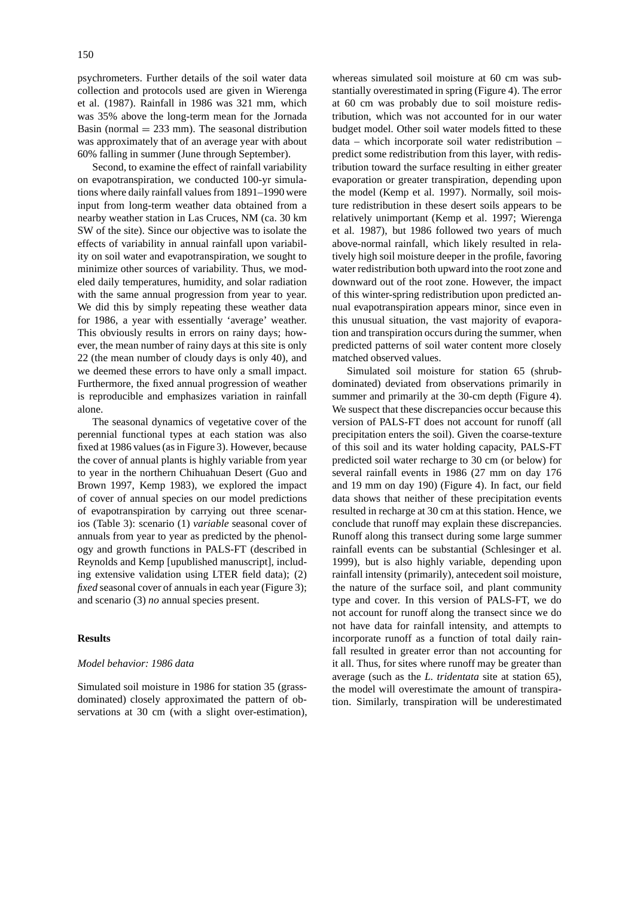psychrometers. Further details of the soil water data collection and protocols used are given in Wierenga et al. (1987). Rainfall in 1986 was 321 mm, which was 35% above the long-term mean for the Jornada Basin (normal = 233 mm). The seasonal distribution was approximately that of an average year with about 60% falling in summer (June through September).

Second, to examine the effect of rainfall variability on evapotranspiration, we conducted 100-yr simulations where daily rainfall values from 1891–1990 were input from long-term weather data obtained from a nearby weather station in Las Cruces, NM (ca. 30 km SW of the site). Since our objective was to isolate the effects of variability in annual rainfall upon variability on soil water and evapotranspiration, we sought to minimize other sources of variability. Thus, we modeled daily temperatures, humidity, and solar radiation with the same annual progression from year to year. We did this by simply repeating these weather data for 1986, a year with essentially 'average' weather. This obviously results in errors on rainy days; however, the mean number of rainy days at this site is only 22 (the mean number of cloudy days is only 40), and we deemed these errors to have only a small impact. Furthermore, the fixed annual progression of weather is reproducible and emphasizes variation in rainfall alone.

The seasonal dynamics of vegetative cover of the perennial functional types at each station was also fixed at 1986 values (as in Figure 3). However, because the cover of annual plants is highly variable from year to year in the northern Chihuahuan Desert (Guo and Brown 1997, Kemp 1983), we explored the impact of cover of annual species on our model predictions of evapotranspiration by carrying out three scenarios (Table 3): scenario (1) *variable* seasonal cover of annuals from year to year as predicted by the phenology and growth functions in PALS-FT (described in Reynolds and Kemp [upublished manuscript], including extensive validation using LTER field data); (2) *fixed* seasonal cover of annuals in each year (Figure 3); and scenario (3) *no* annual species present.

## Results

### *Model behavior: 1986 data*

Simulated soil moisture in 1986 for station 35 (grass-dominated) closely approximated the pattern of observations at 30 cm (with a slight over-estimation), whereas simulated soil moisture at 60 cm was substantially overestimated in spring (Figure 4). The error at 60 cm was probably due to soil moisture redistribution, which was not accounted for in our water budget model. Other soil water models fitted to these data – which incorporate soil water redistribution – predict some redistribution from this layer, with redistribution toward the surface resulting in either greater evaporation or greater transpiration, depending upon the model (Kemp et al. 1997). Normally, soil moisture redistribution in these desert soils appears to be relatively unimportant (Kemp et al. 1997; Wierenga et al. 1987), but 1986 followed two years of much above-normal rainfall, which likely resulted in relatively high soil moisture deeper in the profile, favoring water redistribution both upward into the root zone and downward out of the root zone. However, the impact of this winter-spring redistribution upon predicted annual evapotranspiration appears minor, since even in this unusual situation, the vast majority of evaporation and transpiration occurs during the summer, when predicted patterns of soil water content more closely matched observed values.

Simulated soil moisture for station 65 (shrub-dominated) deviated from observations primarily in summer and primarily at the 30-cm depth (Figure 4). We suspect that these discrepancies occur because this version of PALS-FT does not account for runoff (all precipitation enters the soil). Given the coarse-texture of this soil and its water holding capacity, PALS-FT predicted soil water recharge to 30 cm (or below) for several rainfall events in 1986 (27 mm on day 176 and 19 mm on day 190) (Figure 4). In fact, our field data shows that neither of these precipitation events resulted in recharge at 30 cm at this station. Hence, we conclude that runoff may explain these discrepancies. Runoff along this transect during some large summer rainfall events can be substantial (Schlesinger et al. 1999), but is also highly variable, depending upon rainfall intensity (primarily), antecedent soil moisture, the nature of the surface soil, and plant community type and cover. In this version of PALS-FT, we do not account for runoff along the transect since we do not have data for rainfall intensity, and attempts to incorporate runoff as a function of total daily rainfall resulted in greater error than not accounting for it all. Thus, for sites where runoff may be greater than average (such as the *L. tridentata* site at station 65), the model will overestimate the amount of transpiration. Similarly, transpiration will be underestimated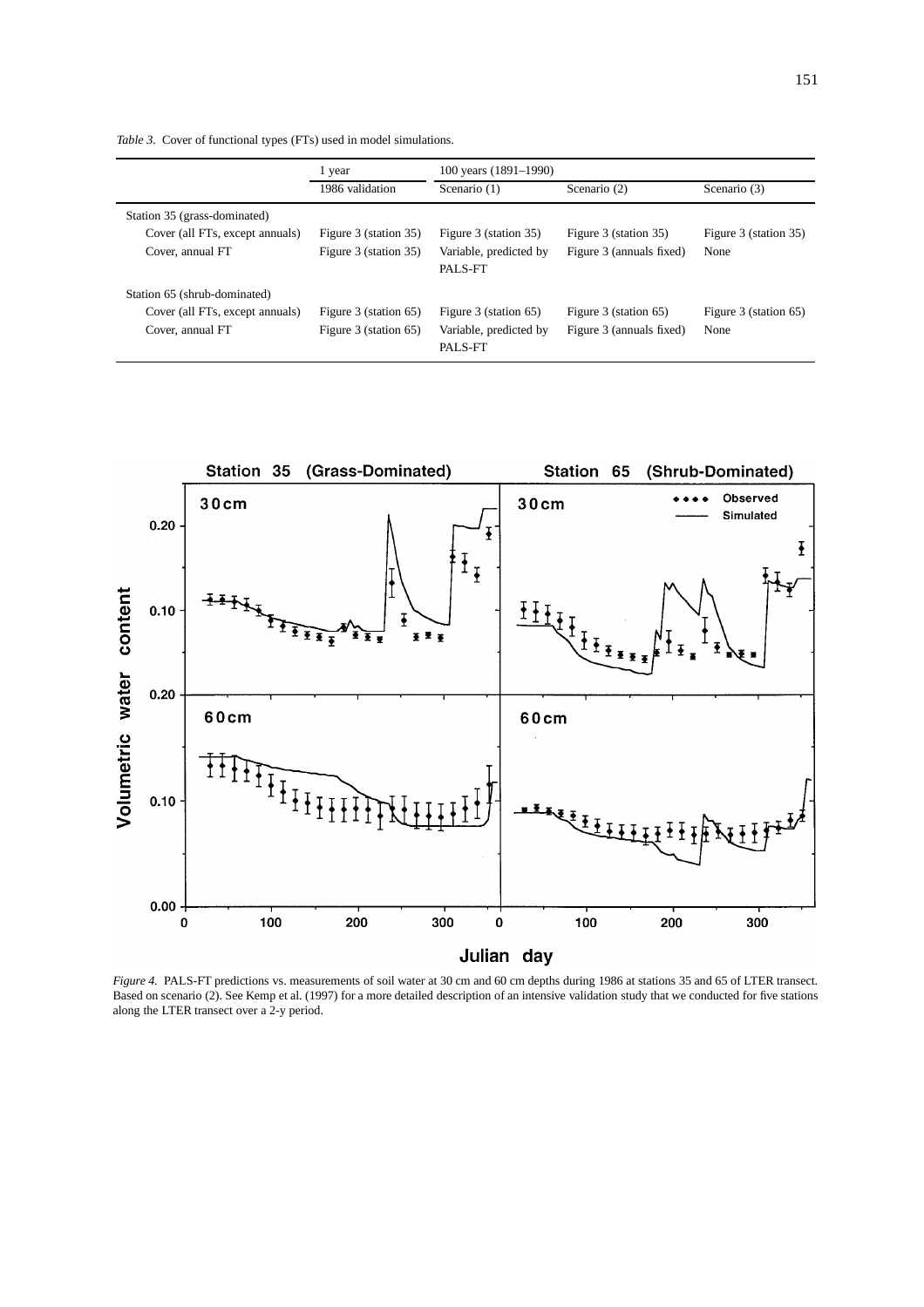*Table 3*. Cover of functional types (FTs) used in model simulations.

| | 1 year | 100 years (1891–1990) | | |
|---|---|---|---|---|
| | 1986 validation | Scenario (1) | Scenario (2) | Scenario (3) |
| Station 35 (grass-dominated) | | | | |
| Cover (all FTs, except annuals) | Figure 3 (station 35) | Figure 3 (station 35) | Figure 3 (station 35) | Figure 3 (station 35) |
| Cover, annual FT | Figure 3 (station 35) | Variable, predicted by PALS-FT | Figure 3 (annuals fixed) | None |
| Station 65 (shrub-dominated) | | | | |
| Cover (all FTs, except annuals) | Figure 3 (station 65) | Figure 3 (station 65) | Figure 3 (station 65) | Figure 3 (station 65) |
| Cover, annual FT | Figure 3 (station 65) | Variable, predicted by PALS-FT | Figure 3 (annuals fixed) | None |

*Figure 4*. PALS-FT predictions vs. measurements of soil water at 30 cm and 60 cm depths during 1986 at stations 35 and 65 of LTER transect. Based on scenario (2). See Kemp et al. (1997) for a more detailed description of an intensive validation study that we conducted for five stations along the LTER transect over a 2-y period.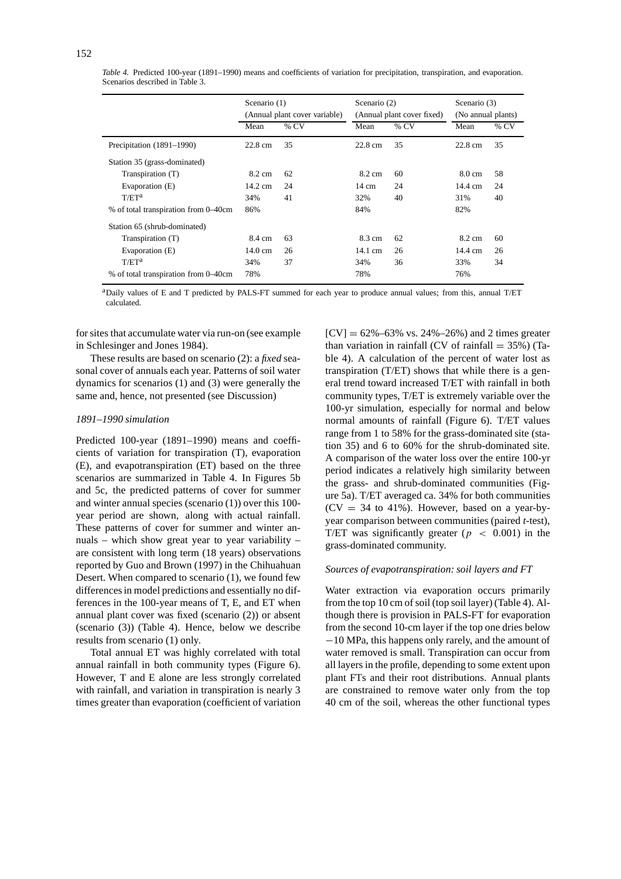*Table 4.* Predicted 100-year (1891–1990) means and coefficients of variation for precipitation, transpiration, and evaporation. Scenarios described in Table 3.

| | Scenario (1) (Annual plant cover variable) | | Scenario (2) (Annual plant cover fixed) | | Scenario (3) (No annual plants) | |
|---|---|---|---|---|---|---|
| | Mean | % CV | Mean | % CV | Mean | % CV |
| Precipitation (1891–1990) | 22.8 cm | 35 | 22.8 cm | 35 | 22.8 cm | 35 |
| Station 35 (grass-dominated) | | | | | | |
| Transpiration (T) | 8.2 cm | 62 | 8.2 cm | 60 | 8.0 cm | 58 |
| Evaporation (E) | 14.2 cm | 24 | 14 cm | 24 | 14.4 cm | 24 |
| T/ET[a] | 34% | 41 | 32% | 40 | 31% | 40 |
| % of total transpiration from 0–40cm | 86% | | 84% | | 82% | |
| Station 65 (shrub-dominated) | | | | | | |
| Transpiration (T) | 8.4 cm | 63 | 8.3 cm | 62 | 8.2 cm | 60 |
| Evaporation (E) | 14.0 cm | 26 | 14.1 cm | 26 | 14.4 cm | 26 |
| T/ET[a] | 34% | 37 | 34% | 36 | 33% | 34 |
| % of total transpiration from 0–40cm | 78% | | 78% | | 76% | |

[a]Daily values of E and T predicted by PALS-FT summed for each year to produce annual values; from this, annual T/ET calculated.

for sites that accumulate water via run-on (see example in Schlesinger and Jones 1984).

These results are based on scenario (2): a *fixed* seasonal cover of annuals each year. Patterns of soil water dynamics for scenarios (1) and (3) were generally the same and, hence, not presented (see Discussion)

### *1891–1990 simulation*

Predicted 100-year (1891–1990) means and coefficients of variation for transpiration (T), evaporation (E), and evapotranspiration (ET) based on the three scenarios are summarized in Table 4. In Figures 5b and 5c, the predicted patterns of cover for summer and winter annual species (scenario (1)) over this 100-year period are shown, along with actual rainfall. These patterns of cover for summer and winter annuals – which show great year to year variability – are consistent with long term (18 years) observations reported by Guo and Brown (1997) in the Chihuahuan Desert. When compared to scenario (1), we found few differences in model predictions and essentially no differences in the 100-year means of T, E, and ET when annual plant cover was fixed (scenario (2)) or absent (scenario (3)) (Table 4). Hence, below we describe results from scenario (1) only.

Total annual ET was highly correlated with total annual rainfall in both community types (Figure 6). However, T and E alone are less strongly correlated with rainfall, and variation in transpiration is nearly 3 times greater than evaporation (coefficient of variation [CV] = 62%–63% vs. 24%–26%) and 2 times greater than variation in rainfall (CV of rainfall = 35%) (Table 4). A calculation of the percent of water lost as transpiration (T/ET) shows that while there is a general trend toward increased T/ET with rainfall in both community types, T/ET is extremely variable over the 100-yr simulation, especially for normal and below normal amounts of rainfall (Figure 6). T/ET values range from 1 to 58% for the grass-dominated site (station 35) and 6 to 60% for the shrub-dominated site. A comparison of the water loss over the entire 100-yr period indicates a relatively high similarity between the grass- and shrub-dominated communities (Figure 5a). T/ET averaged ca. 34% for both communities (CV = 34 to 41%). However, based on a year-by-year comparison between communities (paired *t*-test), T/ET was significantly greater ($p < 0.001$) in the grass-dominated community.

### *Sources of evapotranspiration: soil layers and FT*

Water extraction via evaporation occurs primarily from the top 10 cm of soil (top soil layer) (Table 4). Although there is provision in PALS-FT for evaporation from the second 10-cm layer if the top one dries below −10 MPa, this happens only rarely, and the amount of water removed is small. Transpiration can occur from all layers in the profile, depending to some extent upon plant FTs and their root distributions. Annual plants are constrained to remove water only from the top 40 cm of the soil, whereas the other functional types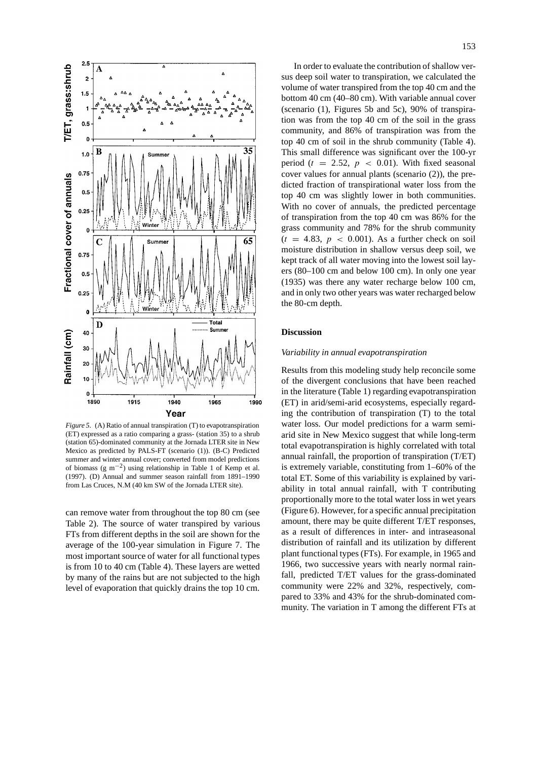*Figure 5.* (A) Ratio of annual transpiration (T) to evapotranspiration (ET) expressed as a ratio comparing a grass- (station 35) to a shrub (station 65)-dominated community at the Jornada LTER site in New Mexico as predicted by PALS-FT (scenario (1)). (B-C) Predicted summer and winter annual cover; converted from model predictions of biomass (g m$^{-2}$) using relationship in Table 1 of Kemp et al. (1997). (D) Annual and summer season rainfall from 1891–1990 from Las Cruces, N.M (40 km SW of the Jornada LTER site).

can remove water from throughout the top 80 cm (see Table 2). The source of water transpired by various FTs from different depths in the soil are shown for the average of the 100-year simulation in Figure 7. The most important source of water for all functional types is from 10 to 40 cm (Table 4). These layers are wetted by many of the rains but are not subjected to the high level of evaporation that quickly drains the top 10 cm.

In order to evaluate the contribution of shallow versus deep soil water to transpiration, we calculated the volume of water transpired from the top 40 cm and the bottom 40 cm (40–80 cm). With variable annual cover (scenario (1), Figures 5b and 5c), 90% of transpiration was from the top 40 cm of the soil in the grass community, and 86% of transpiration was from the top 40 cm of soil in the shrub community (Table 4). This small difference was significant over the 100-yr period ($t = 2.52$, $p < 0.01$). With fixed seasonal cover values for annual plants (scenario (2)), the predicted fraction of transpirational water loss from the top 40 cm was slightly lower in both communities. With no cover of annuals, the predicted percentage of transpiration from the top 40 cm was 86% for the grass community and 78% for the shrub community ($t = 4.83$, $p < 0.001$). As a further check on soil moisture distribution in shallow versus deep soil, we kept track of all water moving into the lowest soil layers (80–100 cm and below 100 cm). In only one year (1935) was there any water recharge below 100 cm, and in only two other years was water recharged below the 80-cm depth.

## Discussion

### *Variability in annual evapotranspiration*

Results from this modeling study help reconcile some of the divergent conclusions that have been reached in the literature (Table 1) regarding evapotranspiration (ET) in arid/semi-arid ecosystems, especially regarding the contribution of transpiration (T) to the total water loss. Our model predictions for a warm semi-arid site in New Mexico suggest that while long-term total evapotranspiration is highly correlated with total annual rainfall, the proportion of transpiration (T/ET) is extremely variable, constituting from 1–60% of the total ET. Some of this variability is explained by variability in total annual rainfall, with T contributing proportionally more to the total water loss in wet years (Figure 6). However, for a specific annual precipitation amount, there may be quite different T/ET responses, as a result of differences in inter- and intraseasonal distribution of rainfall and its utilization by different plant functional types (FTs). For example, in 1965 and 1966, two successive years with nearly normal rainfall, predicted T/ET values for the grass-dominated community were 22% and 32%, respectively, compared to 33% and 43% for the shrub-dominated community. The variation in T among the different FTs at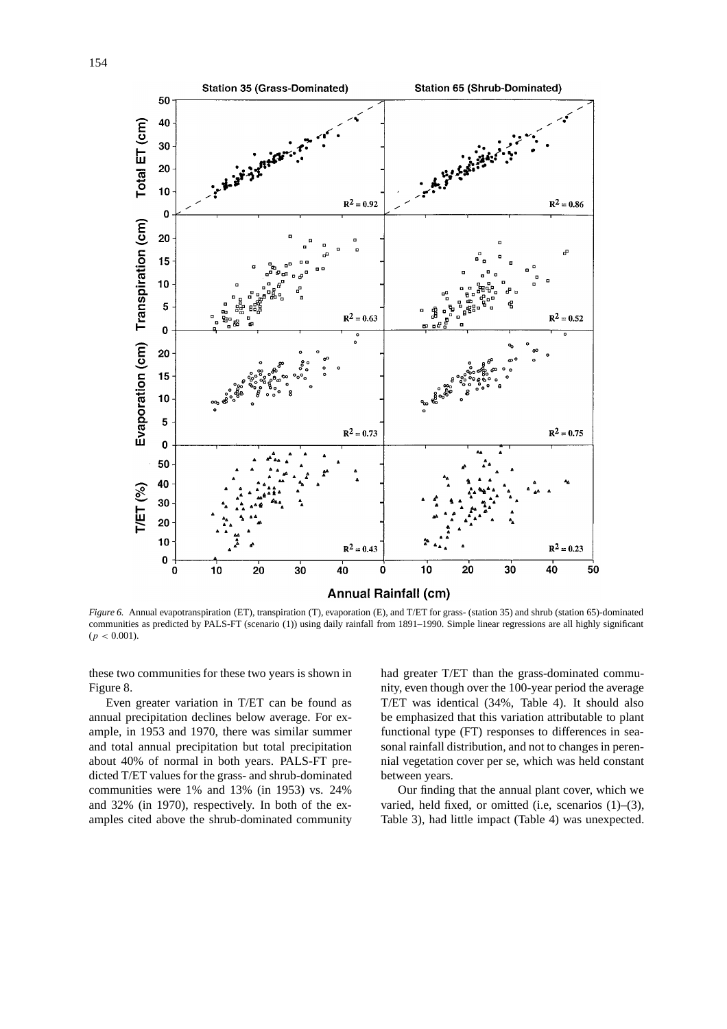Figure 6. Annual evapotranspiration (ET), transpiration (T), evaporation (E), and T/ET for grass- (station 35) and shrub (station 65)-dominated communities as predicted by PALS-FT (scenario (1)) using daily rainfall from 1891–1990. Simple linear regressions are all highly significant ($p < 0.001$).

these two communities for these two years is shown in Figure 8.

Even greater variation in T/ET can be found as annual precipitation declines below average. For example, in 1953 and 1970, there was similar summer and total annual precipitation but total precipitation about 40% of normal in both years. PALS-FT predicted T/ET values for the grass- and shrub-dominated communities were 1% and 13% (in 1953) vs. 24% and 32% (in 1970), respectively. In both of the examples cited above the shrub-dominated community had greater T/ET than the grass-dominated community, even though over the 100-year period the average T/ET was identical (34%, Table 4). It should also be emphasized that this variation attributable to plant functional type (FT) responses to differences in seasonal rainfall distribution, and not to changes in perennial vegetation cover per se, which was held constant between years.

Our finding that the annual plant cover, which we varied, held fixed, or omitted (i.e, scenarios (1)–(3), Table 3), had little impact (Table 4) was unexpected.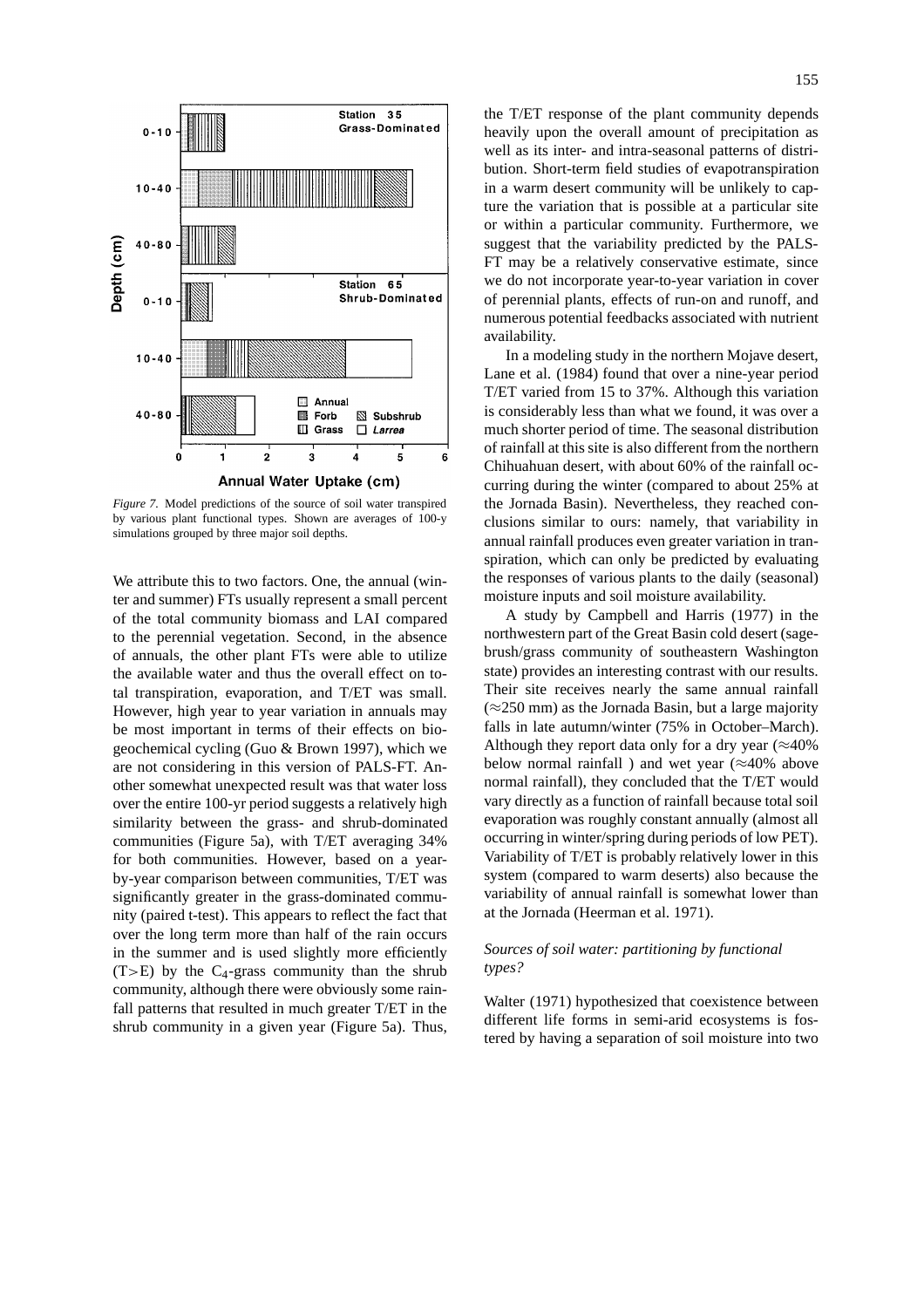*Figure 7.* Model predictions of the source of soil water transpired by various plant functional types. Shown are averages of 100-y simulations grouped by three major soil depths.

We attribute this to two factors. One, the annual (winter and summer) FTs usually represent a small percent of the total community biomass and LAI compared to the perennial vegetation. Second, in the absence of annuals, the other plant FTs were able to utilize the available water and thus the overall effect on total transpiration, evaporation, and T/ET was small. However, high year to year variation in annuals may be most important in terms of their effects on biogeochemical cycling (Guo & Brown 1997), which we are not considering in this version of PALS-FT. Another somewhat unexpected result was that water loss over the entire 100-yr period suggests a relatively high similarity between the grass- and shrub-dominated communities (Figure 5a), with T/ET averaging 34% for both communities. However, based on a year-by-year comparison between communities, T/ET was significantly greater in the grass-dominated community (paired t-test). This appears to reflect the fact that over the long term more than half of the rain occurs in the summer and is used slightly more efficiently (T>E) by the $C_4$-grass community than the shrub community, although there were obviously some rainfall patterns that resulted in much greater T/ET in the shrub community in a given year (Figure 5a). Thus, the T/ET response of the plant community depends heavily upon the overall amount of precipitation as well as its inter- and intra-seasonal patterns of distribution. Short-term field studies of evapotranspiration in a warm desert community will be unlikely to capture the variation that is possible at a particular site or within a particular community. Furthermore, we suggest that the variability predicted by the PALS-FT may be a relatively conservative estimate, since we do not incorporate year-to-year variation in cover of perennial plants, effects of run-on and runoff, and numerous potential feedbacks associated with nutrient availability.

In a modeling study in the northern Mojave desert, Lane et al. (1984) found that over a nine-year period T/ET varied from 15 to 37%. Although this variation is considerably less than what we found, it was over a much shorter period of time. The seasonal distribution of rainfall at this site is also different from the northern Chihuahuan desert, with about 60% of the rainfall occurring during the winter (compared to about 25% at the Jornada Basin). Nevertheless, they reached conclusions similar to ours: namely, that variability in annual rainfall produces even greater variation in transpiration, which can only be predicted by evaluating the responses of various plants to the daily (seasonal) moisture inputs and soil moisture availability.

A study by Campbell and Harris (1977) in the northwestern part of the Great Basin cold desert (sagebrush/grass community of southeastern Washington state) provides an interesting contrast with our results. Their site receives nearly the same annual rainfall ($\approx$250 mm) as the Jornada Basin, but a large majority falls in late autumn/winter (75% in October–March). Although they report data only for a dry year ($\approx$40% below normal rainfall ) and wet year ($\approx$40% above normal rainfall), they concluded that the T/ET would vary directly as a function of rainfall because total soil evaporation was roughly constant annually (almost all occurring in winter/spring during periods of low PET). Variability of T/ET is probably relatively lower in this system (compared to warm deserts) also because the variability of annual rainfall is somewhat lower than at the Jornada (Heerman et al. 1971).

### *Sources of soil water: partitioning by functional types?*

Walter (1971) hypothesized that coexistence between different life forms in semi-arid ecosystems is fostered by having a separation of soil moisture into two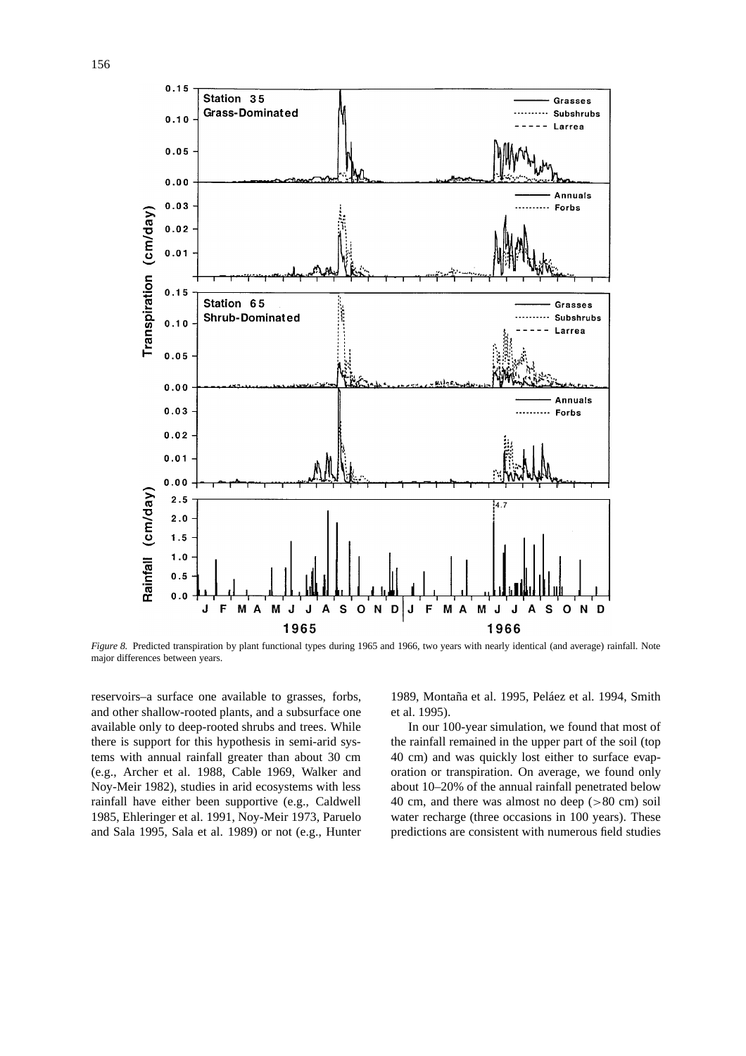*Figure 8.* Predicted transpiration by plant functional types during 1965 and 1966, two years with nearly identical (and average) rainfall. Note major differences between years.

reservoirs–a surface one available to grasses, forbs, and other shallow-rooted plants, and a subsurface one available only to deep-rooted shrubs and trees. While there is support for this hypothesis in semi-arid systems with annual rainfall greater than about 30 cm (e.g., Archer et al. 1988, Cable 1969, Walker and Noy-Meir 1982), studies in arid ecosystems with less rainfall have either been supportive (e.g., Caldwell 1985, Ehleringer et al. 1991, Noy-Meir 1973, Paruelo and Sala 1995, Sala et al. 1989) or not (e.g., Hunter 1989, Montaña et al. 1995, Peláez et al. 1994, Smith et al. 1995).

In our 100-year simulation, we found that most of the rainfall remained in the upper part of the soil (top 40 cm) and was quickly lost either to surface evaporation or transpiration. On average, we found only about 10–20% of the annual rainfall penetrated below 40 cm, and there was almost no deep (>80 cm) soil water recharge (three occasions in 100 years). These predictions are consistent with numerous field studies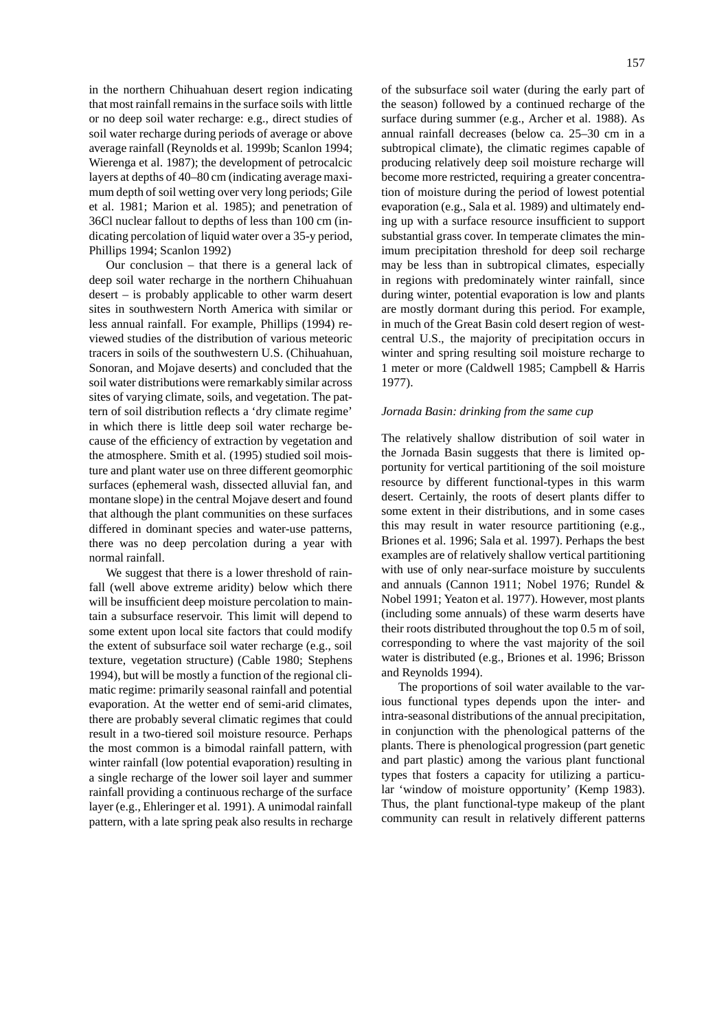in the northern Chihuahuan desert region indicating that most rainfall remains in the surface soils with little or no deep soil water recharge: e.g., direct studies of soil water recharge during periods of average or above average rainfall (Reynolds et al. 1999b; Scanlon 1994; Wierenga et al. 1987); the development of petrocalcic layers at depths of 40–80 cm (indicating average maximum depth of soil wetting over very long periods; Gile et al. 1981; Marion et al. 1985); and penetration of 36Cl nuclear fallout to depths of less than 100 cm (indicating percolation of liquid water over a 35-y period, Phillips 1994; Scanlon 1992)

Our conclusion – that there is a general lack of deep soil water recharge in the northern Chihuahuan desert – is probably applicable to other warm desert sites in southwestern North America with similar or less annual rainfall. For example, Phillips (1994) reviewed studies of the distribution of various meteoric tracers in soils of the southwestern U.S. (Chihuahuan, Sonoran, and Mojave deserts) and concluded that the soil water distributions were remarkably similar across sites of varying climate, soils, and vegetation. The pattern of soil distribution reflects a 'dry climate regime' in which there is little deep soil water recharge because of the efficiency of extraction by vegetation and the atmosphere. Smith et al. (1995) studied soil moisture and plant water use on three different geomorphic surfaces (ephemeral wash, dissected alluvial fan, and montane slope) in the central Mojave desert and found that although the plant communities on these surfaces differed in dominant species and water-use patterns, there was no deep percolation during a year with normal rainfall.

We suggest that there is a lower threshold of rainfall (well above extreme aridity) below which there will be insufficient deep moisture percolation to maintain a subsurface reservoir. This limit will depend to some extent upon local site factors that could modify the extent of subsurface soil water recharge (e.g., soil texture, vegetation structure) (Cable 1980; Stephens 1994), but will be mostly a function of the regional climatic regime: primarily seasonal rainfall and potential evaporation. At the wetter end of semi-arid climates, there are probably several climatic regimes that could result in a two-tiered soil moisture resource. Perhaps the most common is a bimodal rainfall pattern, with winter rainfall (low potential evaporation) resulting in a single recharge of the lower soil layer and summer rainfall providing a continuous recharge of the surface layer (e.g., Ehleringer et al. 1991). A unimodal rainfall pattern, with a late spring peak also results in recharge of the subsurface soil water (during the early part of the season) followed by a continued recharge of the surface during summer (e.g., Archer et al. 1988). As annual rainfall decreases (below ca. 25–30 cm in a subtropical climate), the climatic regimes capable of producing relatively deep soil moisture recharge will become more restricted, requiring a greater concentration of moisture during the period of lowest potential evaporation (e.g., Sala et al. 1989) and ultimately ending up with a surface resource insufficient to support substantial grass cover. In temperate climates the minimum precipitation threshold for deep soil recharge may be less than in subtropical climates, especially in regions with predominately winter rainfall, since during winter, potential evaporation is low and plants are mostly dormant during this period. For example, in much of the Great Basin cold desert region of west-central U.S., the majority of precipitation occurs in winter and spring resulting soil moisture recharge to 1 meter or more (Caldwell 1985; Campbell & Harris 1977).

### *Jornada Basin: drinking from the same cup*

The relatively shallow distribution of soil water in the Jornada Basin suggests that there is limited opportunity for vertical partitioning of the soil moisture resource by different functional-types in this warm desert. Certainly, the roots of desert plants differ to some extent in their distributions, and in some cases this may result in water resource partitioning (e.g., Briones et al. 1996; Sala et al. 1997). Perhaps the best examples are of relatively shallow vertical partitioning with use of only near-surface moisture by succulents and annuals (Cannon 1911; Nobel 1976; Rundel & Nobel 1991; Yeaton et al. 1977). However, most plants (including some annuals) of these warm deserts have their roots distributed throughout the top 0.5 m of soil, corresponding to where the vast majority of the soil water is distributed (e.g., Briones et al. 1996; Brisson and Reynolds 1994).

The proportions of soil water available to the various functional types depends upon the inter- and intra-seasonal distributions of the annual precipitation, in conjunction with the phenological patterns of the plants. There is phenological progression (part genetic and part plastic) among the various plant functional types that fosters a capacity for utilizing a particular 'window of moisture opportunity' (Kemp 1983). Thus, the plant functional-type makeup of the plant community can result in relatively different patterns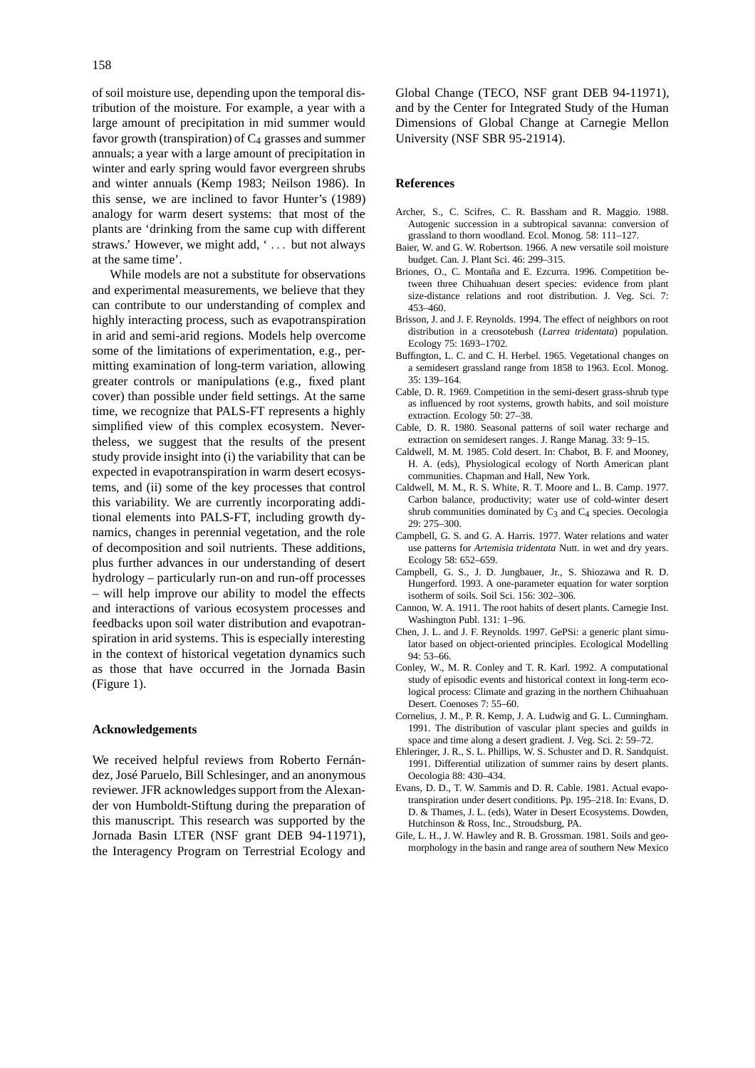of soil moisture use, depending upon the temporal distribution of the moisture. For example, a year with a large amount of precipitation in mid summer would favor growth (transpiration) of $C_4$ grasses and summer annuals; a year with a large amount of precipitation in winter and early spring would favor evergreen shrubs and winter annuals (Kemp 1983; Neilson 1986). In this sense, we are inclined to favor Hunter's (1989) analogy for warm desert systems: that most of the plants are 'drinking from the same cup with different straws.' However, we might add, ' . . . but not always at the same time'.

While models are not a substitute for observations and experimental measurements, we believe that they can contribute to our understanding of complex and highly interacting process, such as evapotranspiration in arid and semi-arid regions. Models help overcome some of the limitations of experimentation, e.g., permitting examination of long-term variation, allowing greater controls or manipulations (e.g., fixed plant cover) than possible under field settings. At the same time, we recognize that PALS-FT represents a highly simplified view of this complex ecosystem. Nevertheless, we suggest that the results of the present study provide insight into (i) the variability that can be expected in evapotranspiration in warm desert ecosystems, and (ii) some of the key processes that control this variability. We are currently incorporating additional elements into PALS-FT, including growth dynamics, changes in perennial vegetation, and the role of decomposition and soil nutrients. These additions, plus further advances in our understanding of desert hydrology – particularly run-on and run-off processes – will help improve our ability to model the effects and interactions of various ecosystem processes and feedbacks upon soil water distribution and evapotranspiration in arid systems. This is especially interesting in the context of historical vegetation dynamics such as those that have occurred in the Jornada Basin (Figure 1).

## Acknowledgements

We received helpful reviews from Roberto Fernández, José Paruelo, Bill Schlesinger, and an anonymous reviewer. JFR acknowledges support from the Alexander von Humboldt-Stiftung during the preparation of this manuscript. This research was supported by the Jornada Basin LTER (NSF grant DEB 94-11971), the Interagency Program on Terrestrial Ecology and Global Change (TECO, NSF grant DEB 94-11971), and by the Center for Integrated Study of the Human Dimensions of Global Change at Carnegie Mellon University (NSF SBR 95-21914).

## References

Archer, S., C. Scifres, C. R. Bassham and R. Maggio. 1988. Autogenic succession in a subtropical savanna: conversion of grassland to thorn woodland. Ecol. Monog. 58: 111–127.

Baier, W. and G. W. Robertson. 1966. A new versatile soil moisture budget. Can. J. Plant Sci. 46: 299–315.

Briones, O., C. Montaña and E. Ezcurra. 1996. Competition between three Chihuahuan desert species: evidence from plant size-distance relations and root distribution. J. Veg. Sci. 7: 453–460.

Brisson, J. and J. F. Reynolds. 1994. The effect of neighbors on root distribution in a creosotebush (*Larrea tridentata*) population. Ecology 75: 1693–1702.

Buffington, L. C. and C. H. Herbel. 1965. Vegetational changes on a semidesert grassland range from 1858 to 1963. Ecol. Monog. 35: 139–164.

Cable, D. R. 1969. Competition in the semi-desert grass-shrub type as influenced by root systems, growth habits, and soil moisture extraction. Ecology 50: 27–38.

Cable, D. R. 1980. Seasonal patterns of soil water recharge and extraction on semidesert ranges. J. Range Manag. 33: 9–15.

Caldwell, M. M. 1985. Cold desert. In: Chabot, B. F. and Mooney, H. A. (eds), Physiological ecology of North American plant communities. Chapman and Hall, New York.

Caldwell, M. M., R. S. White, R. T. Moore and L. B. Camp. 1977. Carbon balance, productivity; water use of cold-winter desert shrub communities dominated by $C_3$ and $C_4$ species. Oecologia 29: 275–300.

Campbell, G. S. and G. A. Harris. 1977. Water relations and water use patterns for *Artemisia tridentata* Nutt. in wet and dry years. Ecology 58: 652–659.

Campbell, G. S., J. D. Jungbauer, Jr., S. Shiozawa and R. D. Hungerford. 1993. A one-parameter equation for water sorption isotherm of soils. Soil Sci. 156: 302–306.

Cannon, W. A. 1911. The root habits of desert plants. Carnegie Inst. Washington Publ. 131: 1–96.

Chen, J. L. and J. F. Reynolds. 1997. GePSi: a generic plant simulator based on object-oriented principles. Ecological Modelling 94: 53–66.

Conley, W., M. R. Conley and T. R. Karl. 1992. A computational study of episodic events and historical context in long-term ecological process: Climate and grazing in the northern Chihuahuan Desert. Coenoses 7: 55–60.

Cornelius, J. M., P. R. Kemp, J. A. Ludwig and G. L. Cunningham. 1991. The distribution of vascular plant species and guilds in space and time along a desert gradient. J. Veg. Sci. 2: 59–72.

Ehleringer, J. R., S. L. Phillips, W. S. Schuster and D. R. Sandquist. 1991. Differential utilization of summer rains by desert plants. Oecologia 88: 430–434.

Evans, D. D., T. W. Sammis and D. R. Cable. 1981. Actual evapotranspiration under desert conditions. Pp. 195–218. In: Evans, D. D. & Thames, J. L. (eds), Water in Desert Ecosystems. Dowden, Hutchinson & Ross, Inc., Stroudsburg, PA.

Gile, L. H., J. W. Hawley and R. B. Grossman. 1981. Soils and geomorphology in the basin and range area of southern New Mexico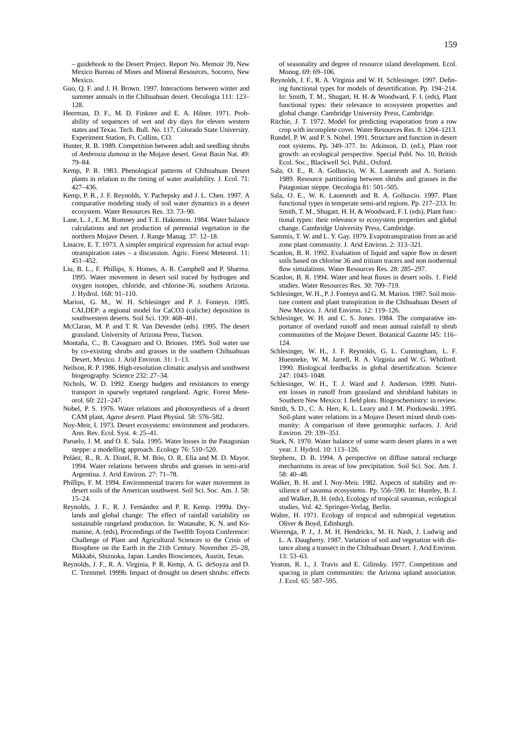– guidebook to the Desert Project. Report No. Memoir 39, New Mexico Bureau of Mines and Mineral Resources, Socorro, New Mexico.

Guo, Q. F. and J. H. Brown. 1997. Interactions between winter and summer annuals in the Chihuahuan desert. Oecologia 111: 123–128.

Heerman, D. F., M. D. Finkner and E. A. Hilner. 1971. Probability of sequences of wet and dry days for eleven western states and Texas. Tech. Bull. No. 117, Colorado State University. Experiment Station, Ft. Collins, CO.

Hunter, R. B. 1989. Competition between adult and seedling shrubs of *Ambrosia dumosa* in the Mojave desert. Great Basin Nat. 49: 79–84.

Kemp, P. R. 1983. Phenological patterns of Chihuahuan Desert plants in relation to the timing of water availability. J. Ecol. 71: 427–436.

Kemp, P. R., J. F. Reynolds, Y. Pachepsky and J. L. Chen. 1997. A comparative modeling study of soil water dynamics in a desert ecosystem. Water Resources Res. 33: 73–90.

Lane, L. J., E. M. Romney and T. E. Hakonson. 1984. Water balance calculations and net production of perennial vegetation in the northern Mojave Desert. J. Range Manag. 37: 12–18.

Linacre, E. T. 1973. A simpler empirical expression for actual evapotranspiration rates – a discussion. Agric. Forest Meteorol. 11: 451–452.

Liu, B. L., F. Phillips, S. Hoines, A. R. Campbell and P. Sharma. 1995. Water movement in desert soil traced by hydrogen and oxygen isotopes, chloride, and chlorine-36, southern Arizona. J. Hydrol. 168: 91–110.

Marion, G. M., W. H. Schlesinger and P. J. Fonteyn. 1985. CALDEP: a regional model for CaCO3 (caliche) deposition in southwestern deserts. Soil Sci. 139: 468–481.

McClaran, M. P. and T. R. Van Devender (eds). 1995. The desert grassland. University of Arizona Press, Tucson.

Montaña, C., B. Cavagnaro and O. Briones. 1995. Soil water use by co-existing shrubs and grasses in the southern Chihuahuan Desert, Mexico. J. Arid Environ. 31: 1–13.

Neilson, R. P. 1986. High-resolution climatic analysis and southwest biogeography. Science 232: 27–34.

Nichols, W. D. 1992. Energy budgets and resistances to energy transport in sparsely vegetated rangeland. Agric. Forest Meteorol. 60: 221–247.

Nobel, P. S. 1976. Water relations and photosynthesis of a desert CAM plant, *Agave deserti*. Plant Physiol. 58: 576–582.

Noy-Meir, I. 1973. Desert ecosystems: environment and producers. Ann. Rev. Ecol. Syst. 4: 25–41.

Paruelo, J. M. and O. E. Sala. 1995. Water losses in the Patagonian steppe: a modelling approach. Ecology 76: 510–520.

Peláez, R., R. A. Distel, R. M. Bóo, O. R. Elia and M. D. Mayor. 1994. Water relations between shrubs and grasses in semi-arid Argentina. J. Arid Environ. 27: 71–78.

Phillips, F. M. 1994. Environmental tracers for water movement in desert soils of the American southwest. Soil Sci. Soc. Am. J. 58: 15–24.

Reynolds, J. F., R. J. Fernández and P. R. Kemp. 1999a. Drylands and global change: The effect of rainfall variability on sustainable rangeland production. In: Watanabe, K. N. and Komanine, A. (eds), Proceedings of the Twelfth Toyota Conference: Challenge of Plant and Agricultural Sciences to the Crisis of Biosphere on the Earth in the 21th Century. November 25–28, Mikkabi, Shizuoka, Japan. Landes Biosciences, Austin, Texas.

Reynolds, J. F., R. A. Virginia, P. R. Kemp, A. G. deSoyza and D. C. Tremmel. 1999b. Impact of drought on desert shrubs: effects of seasonality and degree of resource island development. Ecol. Monog. 69: 69–106.

Reynolds, J. F., R. A. Virginia and W. H. Schlesinger. 1997. Defining functional types for models of desertification. Pp. 194–214. In: Smith, T. M., Shugart, H. H. & Woodward, F. I. (eds), Plant functional types: their relevance to ecosystem properties and global change. Cambridge University Press, Cambridge.

Ritchie, J. T. 1972. Model for predicting evaporation from a row crop with incomplete cover. Water Resources Res. 8: 1204–1213.

Rundel, P. W. and P. S. Nobel. 1991. Structure and function in desert root systems. Pp. 349–377. In: Atkinson, D. (ed.), Plant root growth: an ecological perspective. Special Publ. No. 10, British Ecol. Soc., Blackwell Sci. Publ., Oxford.

Sala, O. E., R. A. Golluscio, W. K. Lauenroth and A. Soriano. 1989. Resource partitioning between shrubs and grasses in the Patagonian steppe. Oecologia 81: 501–505.

Sala, O. E., W. K. Lauenroth and R. A. Golluscio. 1997. Plant functional types in temperate semi-arid regions. Pp. 217–233. In: Smith, T. M., Shugart, H. H. & Woodward, F. I. (eds), Plant functional types: their relevance to ecosystem properties and global change. Cambridge University Press, Cambridge.

Sammis, T. W. and L. Y. Gay. 1979. Evapotranspiration from an arid zone plant community. J. Arid Environ. 2: 313–321.

Scanlon, B. R. 1992. Evaluation of liquid and vapor flow in desert soils based on chlorine 36 and tritium tracers and non isothermal flow simulations. Water Resources Res. 28: 285–297.

Scanlon, B. R. 1994. Water and heat fluxes in desert soils. 1. Field studies. Water Resources Res. 30: 709–719.

Schlesinger, W. H., P. J. Fonteyn and G. M. Marion. 1987. Soil moisture content and plant transpiration in the Chihuahuan Desert of New Mexico. J. Arid Environ. 12: 119–126.

Schlesinger, W. H. and C. S. Jones. 1984. The comparative importance of overland runoff and mean annual rainfall to shrub communities of the Mojave Desert. Botanical Gazette l45: 116–124.

Schlesinger, W. H., J. F. Reynolds, G. L. Cunningham, L. F. Huenneke, W. M. Jarrell, R. A. Virginia and W. G. Whitford. 1990. Biological feedbacks in global desertification. Science 247: 1043–1048.

Schlesinger, W. H., T. J. Ward and J. Anderson. 1999. Nutrient losses in runoff from grassland and shrubland habitats in Southern New Mexico: I. field plots. Biogeochemistry: in review.

Smith, S. D., C. A. Herr, K. L. Leary and J. M. Piorkowski. 1995. Soil-plant water relations in a Mojave Desert mixed shrub community: A comparison of three geomorphic surfaces. J. Arid Environ. 29: 339–351.

Stark, N. 1970. Water balance of some warm desert plants in a wet year. J. Hydrol. 10: 113–126.

Stephens, D. B. 1994. A perspective on diffuse natural recharge mechanisms in areas of low precipitation. Soil Sci. Soc. Am. J. 58: 40–48.

Walker, B. H. and I. Noy-Meir. 1982. Aspects of stability and resilience of savanna ecosystems. Pp. 556–590. In: Huntley, B. J. and Walker, B. H. (eds), Ecology of tropical savannas, ecological studies, Vol. 42. Springer-Verlag, Berlin.

Walter, H. 1971. Ecology of tropical and subtropical vegetation. Oliver & Boyd, Edinburgh.

Wierenga, P. J., J. M. H. Hendrickx, M. H. Nash, J. Ludwig and L. A. Daugherty. 1987. Variation of soil and vegetation with distance along a transect in the Chihuahuan Desert. J. Arid Environ. 13: 53–63.

Yeaton, R. I., J. Travis and E. Gilinsky. 1977. Competition and spacing in plant communities: the Arizona upland association. J. Ecol. 65: 587–595.